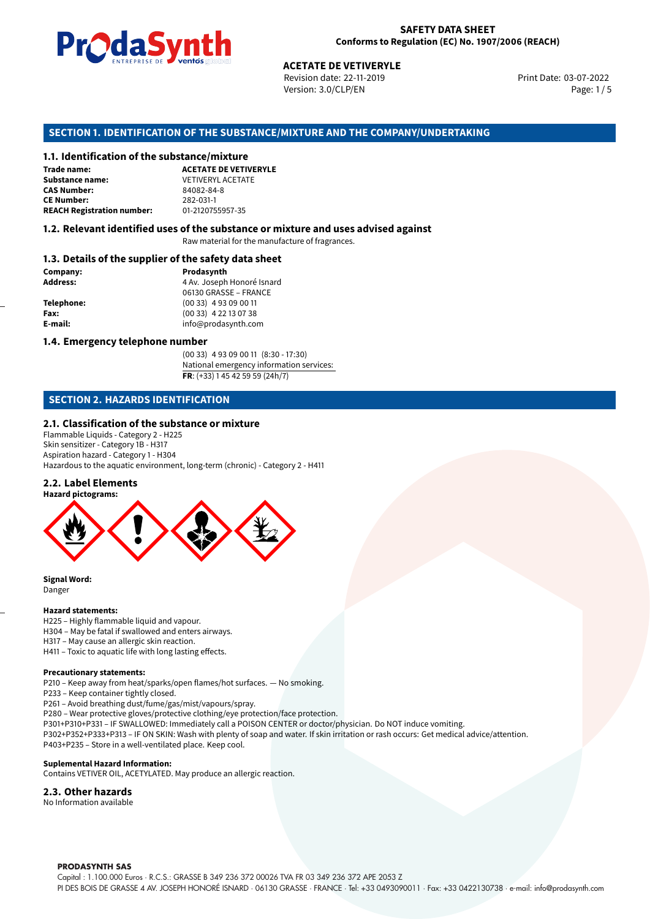**SAFETY DATA SHEET**
**Conforms to Regulation (EC) No. 1907/2006 (REACH)**

**ACETATE DE VETIVERYLE**
Revision date: 22-11-2019
Version: 3.0/CLP/EN
Print Date: 03-07-2022

## SECTION 1. IDENTIFICATION OF THE SUBSTANCE/MIXTURE AND THE COMPANY/UNDERTAKING

### 1.1. Identification of the substance/mixture

| | |
|---|---|
| **Trade name:** | **ACETATE DE VETIVERYLE** |
| **Substance name:** | VETIVERYL ACETATE |
| **CAS Number:** | 84082-84-8 |
| **CE Number:** | 282-031-1 |
| **REACH Registration number:** | 01-2120755957-35 |

### 1.2. Relevant identified uses of the substance or mixture and uses advised against

Raw material for the manufacture of fragrances.

### 1.3. Details of the supplier of the safety data sheet

| | |
|---|---|
| **Company:** | **Prodasynth** |
| **Address:** | 4 Av. Joseph Honoré Isnard<br>06130 GRASSE – FRANCE |
| **Telephone:** | (00 33) 4 93 09 00 11 |
| **Fax:** | (00 33) 4 22 13 07 38 |
| **E-mail:** | info@prodasynth.com |

### 1.4. Emergency telephone number

(00 33) 4 93 09 00 11 (8:30 - 17:30)
National emergency information services:
**FR**: (+33) 1 45 42 59 59 (24h/7)

## SECTION 2. HAZARDS IDENTIFICATION

### 2.1. Classification of the substance or mixture

Flammable Liquids - Category 2 - H225
Skin sensitizer - Category 1B - H317
Aspiration hazard - Category 1 - H304
Hazardous to the aquatic environment, long-term (chronic) - Category 2 - H411

### 2.2. Label Elements

**Hazard pictograms:**

**Signal Word:**
Danger

**Hazard statements:**

H225 – Highly flammable liquid and vapour.
H304 – May be fatal if swallowed and enters airways.
H317 – May cause an allergic skin reaction.
H411 – Toxic to aquatic life with long lasting effects.

**Precautionary statements:**

P210 – Keep away from heat/sparks/open flames/hot surfaces. — No smoking.
P233 – Keep container tightly closed.
P261 – Avoid breathing dust/fume/gas/mist/vapours/spray.
P280 – Wear protective gloves/protective clothing/eye protection/face protection.
P301+P310+P331 – IF SWALLOWED: Immediately call a POISON CENTER or doctor/physician. Do NOT induce vomiting.
P302+P352+P333+P313 – IF ON SKIN: Wash with plenty of soap and water. If skin irritation or rash occurs: Get medical advice/attention.
P403+P235 – Store in a well-ventilated place. Keep cool.

**Suplemental Hazard Information:**
Contains VETIVER OIL, ACETYLATED. May produce an allergic reaction.

### 2.3. Other hazards

No Information available

**PRODASYNTH SAS**
Capital : 1.100.000 Euros · R.C.S.: GRASSE B 349 236 372 00026 TVA FR 03 349 236 372 APE 2053 Z
PI DES BOIS DE GRASSE 4 AV. JOSEPH HONORÉ ISNARD · 06130 GRASSE · FRANCE · Tel: +33 0493090011 · Fax: +33 0422130738 · e-mail: info@prodasynth.com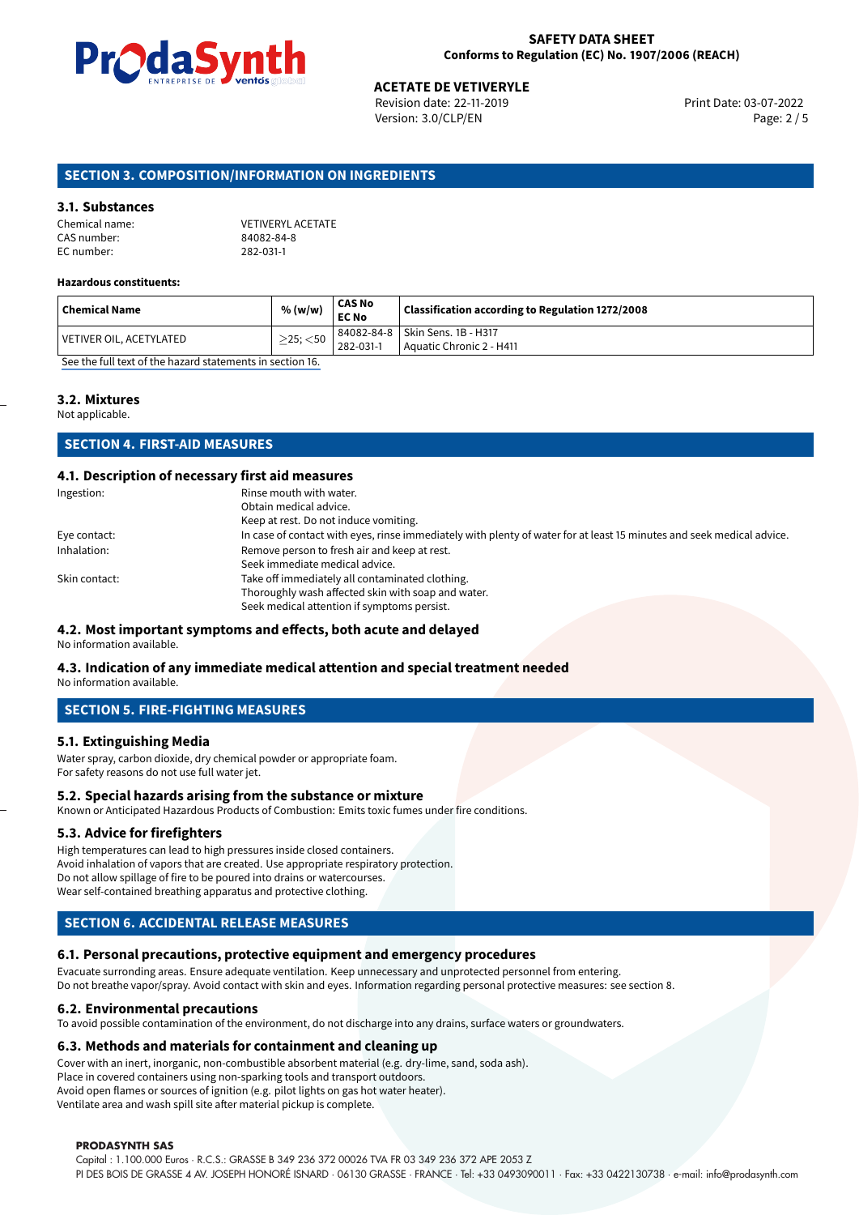## SECTION 3. COMPOSITION/INFORMATION ON INGREDIENTS

### 3.1. Substances

Chemical name: VETIVERYL ACETATE
CAS number: 84082-84-8
EC number: 282-031-1

**Hazardous constituents:**

| Chemical Name | % (w/w) | CAS No EC No | Classification according to Regulation 1272/2008 |
|---|---|---|---|
| VETIVER OIL, ACETYLATED | $\geq$25; <50 | 84082-84-8 282-031-1 | Skin Sens. 1B - H317 Aquatic Chronic 2 - H411 |

See the full text of the hazard statements in section 16.

### 3.2. Mixtures

Not applicable.

## SECTION 4. FIRST-AID MEASURES

### 4.1. Description of necessary first aid measures

Ingestion: Rinse mouth with water. Obtain medical advice. Keep at rest. Do not induce vomiting.

Eye contact: In case of contact with eyes, rinse immediately with plenty of water for at least 15 minutes and seek medical advice.

Inhalation: Remove person to fresh air and keep at rest. Seek immediate medical advice.

Skin contact: Take off immediately all contaminated clothing. Thoroughly wash affected skin with soap and water. Seek medical attention if symptoms persist.

### 4.2. Most important symptoms and effects, both acute and delayed

No information available.

### 4.3. Indication of any immediate medical attention and special treatment needed

No information available.

## SECTION 5. FIRE-FIGHTING MEASURES

### 5.1. Extinguishing Media

Water spray, carbon dioxide, dry chemical powder or appropriate foam.
For safety reasons do not use full water jet.

### 5.2. Special hazards arising from the substance or mixture

Known or Anticipated Hazardous Products of Combustion: Emits toxic fumes under fire conditions.

### 5.3. Advice for firefighters

High temperatures can lead to high pressures inside closed containers.
Avoid inhalation of vapors that are created. Use appropriate respiratory protection.
Do not allow spillage of fire to be poured into drains or watercourses.
Wear self-contained breathing apparatus and protective clothing.

## SECTION 6. ACCIDENTAL RELEASE MEASURES

### 6.1. Personal precautions, protective equipment and emergency procedures

Evacuate surronding areas. Ensure adequate ventilation. Keep unnecessary and unprotected personnel from entering.
Do not breathe vapor/spray. Avoid contact with skin and eyes. Information regarding personal protective measures: see section 8.

### 6.2. Environmental precautions

To avoid possible contamination of the environment, do not discharge into any drains, surface waters or groundwaters.

### 6.3. Methods and materials for containment and cleaning up

Cover with an inert, inorganic, non-combustible absorbent material (e.g. dry-lime, sand, soda ash).
Place in covered containers using non-sparking tools and transport outdoors.
Avoid open flames or sources of ignition (e.g. pilot lights on gas hot water heater).
Ventilate area and wash spill site after material pickup is complete.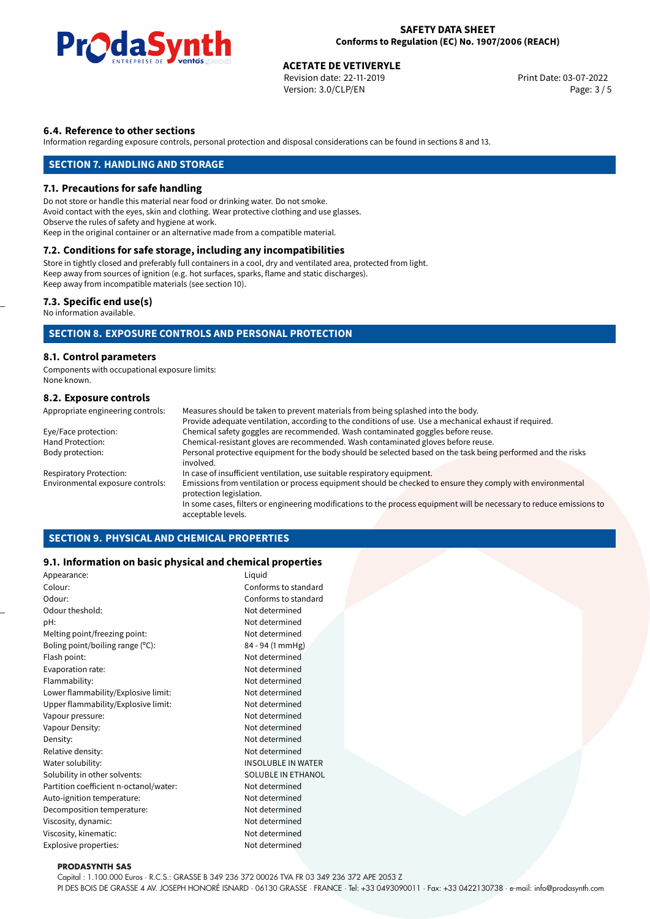### 6.4. Reference to other sections

Information regarding exposure controls, personal protection and disposal considerations can be found in sections 8 and 13.

## SECTION 7. HANDLING AND STORAGE

### 7.1. Precautions for safe handling

Do not store or handle this material near food or drinking water. Do not smoke.
Avoid contact with the eyes, skin and clothing. Wear protective clothing and use glasses.
Observe the rules of safety and hygiene at work.
Keep in the original container or an alternative made from a compatible material.

### 7.2. Conditions for safe storage, including any incompatibilities

Store in tightly closed and preferably full containers in a cool, dry and ventilated area, protected from light.
Keep away from sources of ignition (e.g. hot surfaces, sparks, flame and static discharges).
Keep away from incompatible materials (see section 10).

### 7.3. Specific end use(s)

No information available.

## SECTION 8. EXPOSURE CONTROLS AND PERSONAL PROTECTION

### 8.1. Control parameters

Components with occupational exposure limits:
None known.

### 8.2. Exposure controls

| | |
|---|---|
| Appropriate engineering controls: | Measures should be taken to prevent materials from being splashed into the body. Provide adequate ventilation, according to the conditions of use. Use a mechanical exhaust if required. |
| Eye/Face protection: | Chemical safety goggles are recommended. Wash contaminated goggles before reuse. |
| Hand Protection: | Chemical-resistant gloves are recommended. Wash contaminated gloves before reuse. |
| Body protection: | Personal protective equipment for the body should be selected based on the task being performed and the risks involved. |
| Respiratory Protection: | In case of insufficient ventilation, use suitable respiratory equipment. |
| Environmental exposure controls: | Emissions from ventilation or process equipment should be checked to ensure they comply with environmental protection legislation. In some cases, filters or engineering modifications to the process equipment will be necessary to reduce emissions to acceptable levels. |

## SECTION 9. PHYSICAL AND CHEMICAL PROPERTIES

### 9.1. Information on basic physical and chemical properties

| | |
|---|---|
| Appearance: | Liquid |
| Colour: | Conforms to standard |
| Odour: | Conforms to standard |
| Odour theshold: | Not determined |
| pH: | Not determined |
| Melting point/freezing point: | Not determined |
| Boling point/boiling range (°C): | 84 - 94 (1 mmHg) |
| Flash point: | Not determined |
| Evaporation rate: | Not determined |
| Flammability: | Not determined |
| Lower flammability/Explosive limit: | Not determined |
| Upper flammability/Explosive limit: | Not determined |
| Vapour pressure: | Not determined |
| Vapour Density: | Not determined |
| Density: | Not determined |
| Relative density: | Not determined |
| Water solubility: | INSOLUBLE IN WATER |
| Solubility in other solvents: | SOLUBLE IN ETHANOL |
| Partition coefficient n-octanol/water: | Not determined |
| Auto-ignition temperature: | Not determined |
| Decomposition temperature: | Not determined |
| Viscosity, dynamic: | Not determined |
| Viscosity, kinematic: | Not determined |
| Explosive properties: | Not determined |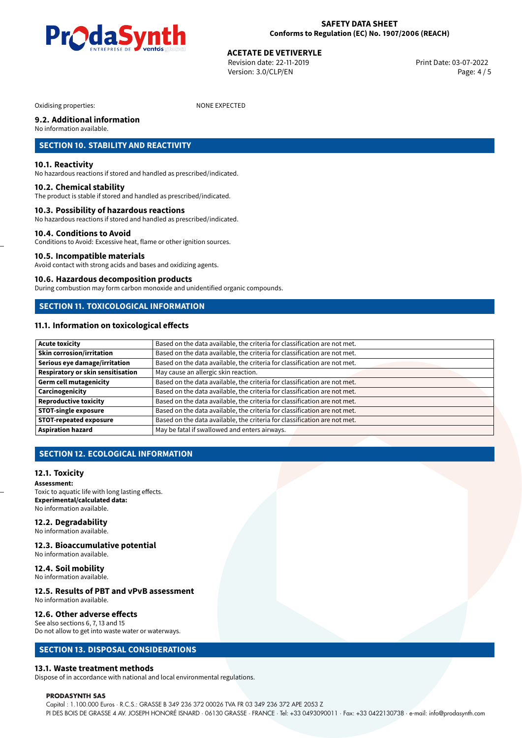Oxidising properties: NONE EXPECTED

### 9.2. Additional information

No information available.

## SECTION 10. STABILITY AND REACTIVITY

### 10.1. Reactivity

No hazardous reactions if stored and handled as prescribed/indicated.

### 10.2. Chemical stability

The product is stable if stored and handled as prescribed/indicated.

### 10.3. Possibility of hazardous reactions

No hazardous reactions if stored and handled as prescribed/indicated.

### 10.4. Conditions to Avoid

Conditions to Avoid: Excessive heat, flame or other ignition sources.

### 10.5. Incompatible materials

Avoid contact with strong acids and bases and oxidizing agents.

### 10.6. Hazardous decomposition products

During combustion may form carbon monoxide and unidentified organic compounds.

## SECTION 11. TOXICOLOGICAL INFORMATION

### 11.1. Information on toxicological effects

| | |
|---|---|
| **Acute toxicity** | Based on the data available, the criteria for classification are not met. |
| **Skin corrosion/irritation** | Based on the data available, the criteria for classification are not met. |
| **Serious eye damage/irritation** | Based on the data available, the criteria for classification are not met. |
| **Respiratory or skin sensitisation** | May cause an allergic skin reaction. |
| **Germ cell mutagenicity** | Based on the data available, the criteria for classification are not met. |
| **Carcinogenicity** | Based on the data available, the criteria for classification are not met. |
| **Reproductive toxicity** | Based on the data available, the criteria for classification are not met. |
| **STOT-single exposure** | Based on the data available, the criteria for classification are not met. |
| **STOT-repeated exposure** | Based on the data available, the criteria for classification are not met. |
| **Aspiration hazard** | May be fatal if swallowed and enters airways. |

## SECTION 12. ECOLOGICAL INFORMATION

### 12.1. Toxicity

**Assessment:**
Toxic to aquatic life with long lasting effects.
**Experimental/calculated data:**
No information available.

### 12.2. Degradability

No information available.

### 12.3. Bioaccumulative potential

No information available.

### 12.4. Soil mobility

No information available.

### 12.5. Results of PBT and vPvB assessment

No information available.

### 12.6. Other adverse effects

See also sections 6, 7, 13 and 15
Do not allow to get into waste water or waterways.

## SECTION 13. DISPOSAL CONSIDERATIONS

### 13.1. Waste treatment methods

Dispose of in accordance with national and local environmental regulations.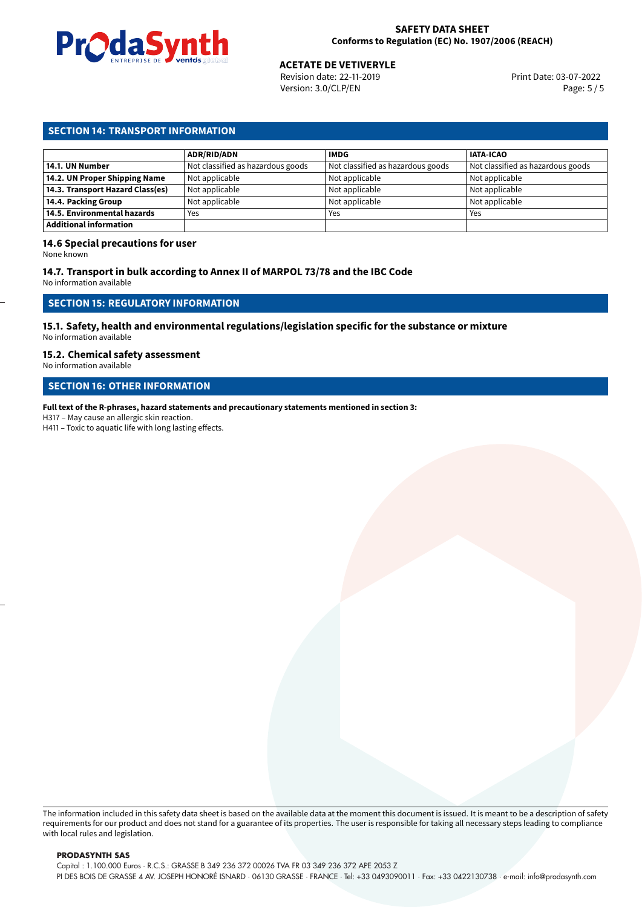## SECTION 14: TRANSPORT INFORMATION

| | ADR/RID/ADN | IMDG | IATA-ICAO |
|---|---|---|---|
| **14.1. UN Number** | Not classified as hazardous goods | Not classified as hazardous goods | Not classified as hazardous goods |
| **14.2. UN Proper Shipping Name** | Not applicable | Not applicable | Not applicable |
| **14.3. Transport Hazard Class(es)** | Not applicable | Not applicable | Not applicable |
| **14.4. Packing Group** | Not applicable | Not applicable | Not applicable |
| **14.5. Environmental hazards** | Yes | Yes | Yes |
| **Additional information** | | | |

### 14.6 Special precautions for user

None known

### 14.7. Transport in bulk according to Annex II of MARPOL 73/78 and the IBC Code

No information available

## SECTION 15: REGULATORY INFORMATION

### 15.1. Safety, health and environmental regulations/legislation specific for the substance or mixture

No information available

### 15.2. Chemical safety assessment

No information available

## SECTION 16: OTHER INFORMATION

**Full text of the R-phrases, hazard statements and precautionary statements mentioned in section 3:**

H317 – May cause an allergic skin reaction.
H411 – Toxic to aquatic life with long lasting effects.

The information included in this safety data sheet is based on the available data at the moment this document is issued. It is meant to be a description of safety requirements for our product and does not stand for a guarantee of its properties. The user is responsible for taking all necessary steps leading to compliance with local rules and legislation.

**PRODASYNTH SAS**
Capital : 1.100.000 Euros · R.C.S.: GRASSE B 349 236 372 00026 TVA FR 03 349 236 372 APE 2053 Z
PI DES BOIS DE GRASSE 4 AV. JOSEPH HONORÉ ISNARD · 06130 GRASSE · FRANCE · Tel: +33 0493090011 · Fax: +33 0422130738 · e-mail: info@prodasynth.com